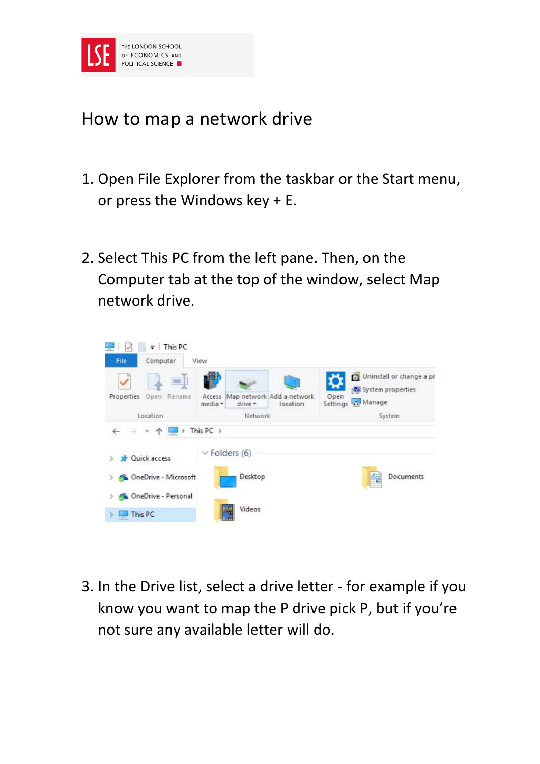# How to map a network drive

1. Open File Explorer from the taskbar or the Start menu, or press the Windows key + E.

2. Select This PC from the left pane. Then, on the Computer tab at the top of the window, select Map network drive.

3. In the Drive list, select a drive letter - for example if you know you want to map the P drive pick P, but if you're not sure any available letter will do.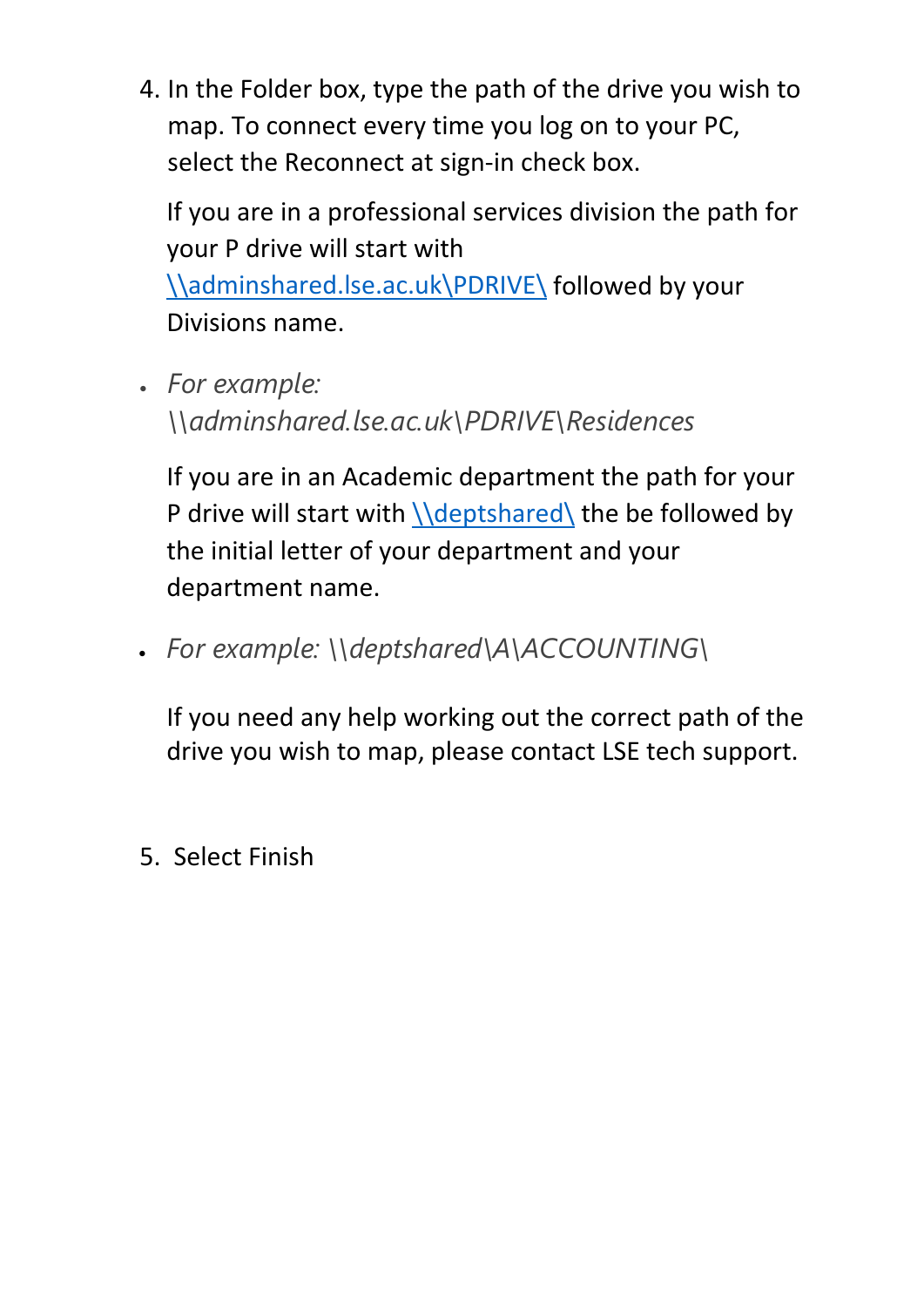4. In the Folder box, type the path of the drive you wish to map. To connect every time you log on to your PC, select the Reconnect at sign-in check box.

   If you are in a professional services division the path for your P drive will start with \\adminshared.lse.ac.uk\PDRIVE\ followed by your Divisions name.

   - *For example: \\adminshared.lse.ac.uk\PDRIVE\Residences*

   If you are in an Academic department the path for your P drive will start with \\deptshared\ the be followed by the initial letter of your department and your department name.

   - *For example: \\deptshared\A\ACCOUNTING\*

   If you need any help working out the correct path of the drive you wish to map, please contact LSE tech support.

5. Select Finish